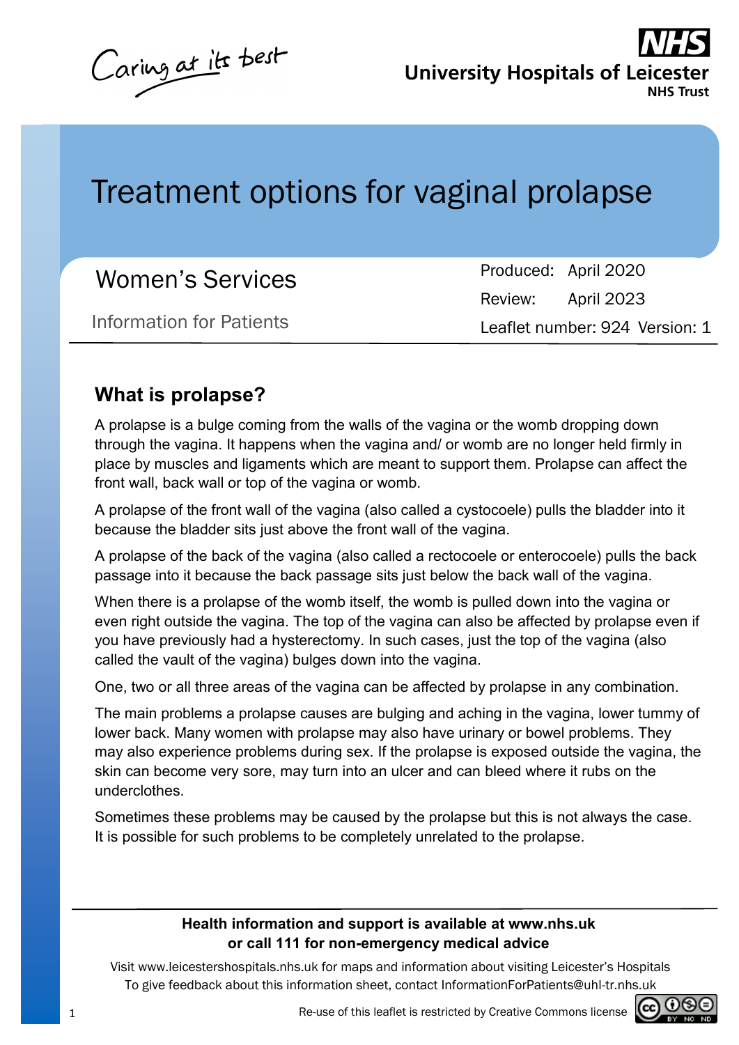Caring at its best

**NHS**
**University Hospitals of Leicester**
**NHS Trust**

# Treatment options for vaginal prolapse

Women's Services

Information for Patients

Produced: April 2020
Review: April 2023
Leaflet number: 924 Version: 1

## What is prolapse?

A prolapse is a bulge coming from the walls of the vagina or the womb dropping down through the vagina. It happens when the vagina and/ or womb are no longer held firmly in place by muscles and ligaments which are meant to support them. Prolapse can affect the front wall, back wall or top of the vagina or womb.

A prolapse of the front wall of the vagina (also called a cystocoele) pulls the bladder into it because the bladder sits just above the front wall of the vagina.

A prolapse of the back of the vagina (also called a rectocoele or enterocoele) pulls the back passage into it because the back passage sits just below the back wall of the vagina.

When there is a prolapse of the womb itself, the womb is pulled down into the vagina or even right outside the vagina. The top of the vagina can also be affected by prolapse even if you have previously had a hysterectomy. In such cases, just the top of the vagina (also called the vault of the vagina) bulges down into the vagina.

One, two or all three areas of the vagina can be affected by prolapse in any combination.

The main problems a prolapse causes are bulging and aching in the vagina, lower tummy of lower back. Many women with prolapse may also have urinary or bowel problems. They may also experience problems during sex. If the prolapse is exposed outside the vagina, the skin can become very sore, may turn into an ulcer and can bleed where it rubs on the underclothes.

Sometimes these problems may be caused by the prolapse but this is not always the case. It is possible for such problems to be completely unrelated to the prolapse.

**Health information and support is available at www.nhs.uk or call 111 for non-emergency medical advice**

Visit www.leicestershospitals.nhs.uk for maps and information about visiting Leicester's Hospitals
To give feedback about this information sheet, contact InformationForPatients@uhl-tr.nhs.uk

Re-use of this leaflet is restricted by Creative Commons license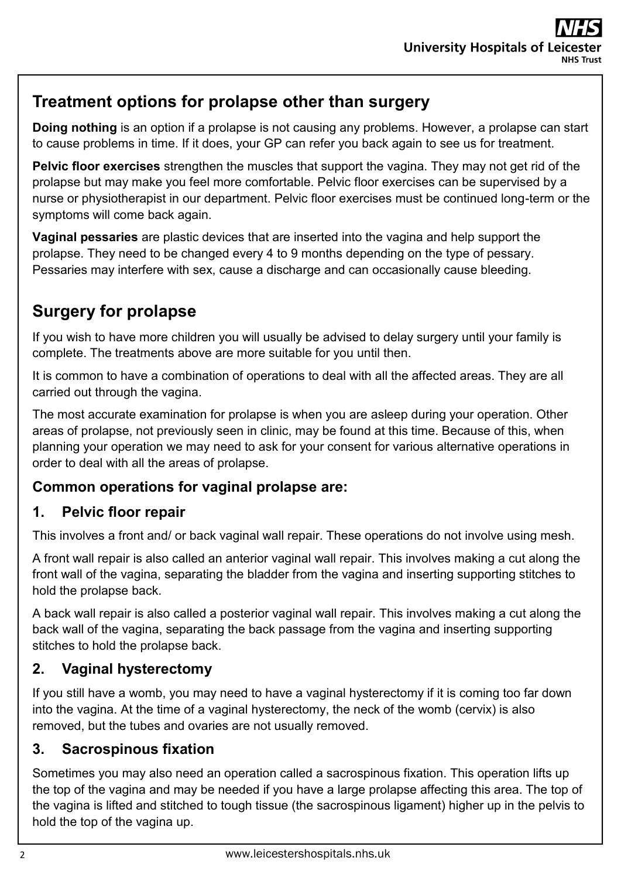## Treatment options for prolapse other than surgery

**Doing nothing** is an option if a prolapse is not causing any problems. However, a prolapse can start to cause problems in time. If it does, your GP can refer you back again to see us for treatment.

**Pelvic floor exercises** strengthen the muscles that support the vagina. They may not get rid of the prolapse but may make you feel more comfortable. Pelvic floor exercises can be supervised by a nurse or physiotherapist in our department. Pelvic floor exercises must be continued long-term or the symptoms will come back again.

**Vaginal pessaries** are plastic devices that are inserted into the vagina and help support the prolapse. They need to be changed every 4 to 9 months depending on the type of pessary. Pessaries may interfere with sex, cause a discharge and can occasionally cause bleeding.

## Surgery for prolapse

If you wish to have more children you will usually be advised to delay surgery until your family is complete. The treatments above are more suitable for you until then.

It is common to have a combination of operations to deal with all the affected areas. They are all carried out through the vagina.

The most accurate examination for prolapse is when you are asleep during your operation. Other areas of prolapse, not previously seen in clinic, may be found at this time. Because of this, when planning your operation we may need to ask for your consent for various alternative operations in order to deal with all the areas of prolapse.

### Common operations for vaginal prolapse are:

### 1. Pelvic floor repair

This involves a front and/ or back vaginal wall repair. These operations do not involve using mesh.

A front wall repair is also called an anterior vaginal wall repair. This involves making a cut along the front wall of the vagina, separating the bladder from the vagina and inserting supporting stitches to hold the prolapse back.

A back wall repair is also called a posterior vaginal wall repair. This involves making a cut along the back wall of the vagina, separating the back passage from the vagina and inserting supporting stitches to hold the prolapse back.

### 2. Vaginal hysterectomy

If you still have a womb, you may need to have a vaginal hysterectomy if it is coming too far down into the vagina. At the time of a vaginal hysterectomy, the neck of the womb (cervix) is also removed, but the tubes and ovaries are not usually removed.

### 3. Sacrospinous fixation

Sometimes you may also need an operation called a sacrospinous fixation. This operation lifts up the top of the vagina and may be needed if you have a large prolapse affecting this area. The top of the vagina is lifted and stitched to tough tissue (the sacrospinous ligament) higher up in the pelvis to hold the top of the vagina up.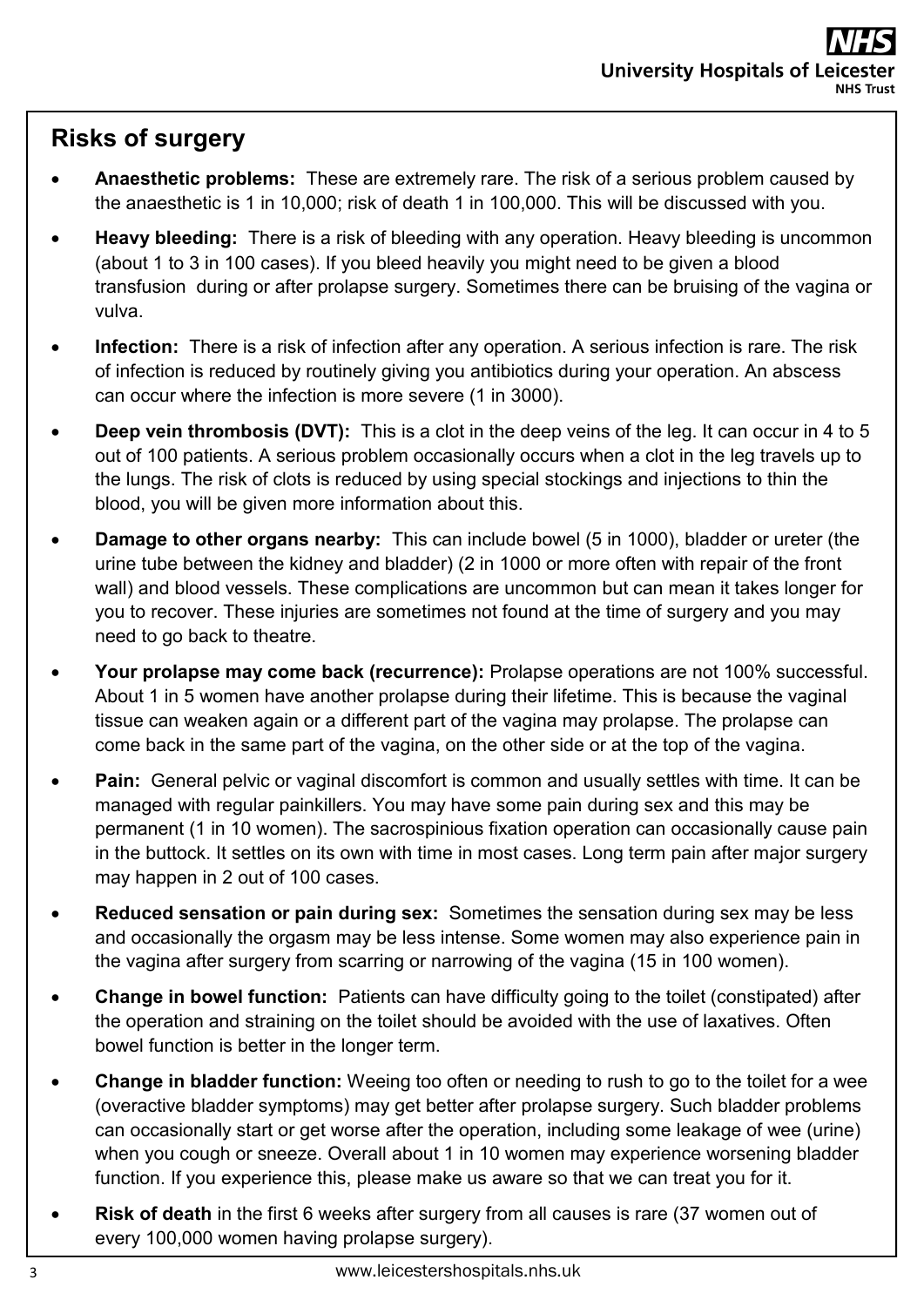## Risks of surgery

- **Anaesthetic problems:** These are extremely rare. The risk of a serious problem caused by the anaesthetic is 1 in 10,000; risk of death 1 in 100,000. This will be discussed with you.
- **Heavy bleeding:** There is a risk of bleeding with any operation. Heavy bleeding is uncommon (about 1 to 3 in 100 cases). If you bleed heavily you might need to be given a blood transfusion during or after prolapse surgery. Sometimes there can be bruising of the vagina or vulva.
- **Infection:** There is a risk of infection after any operation. A serious infection is rare. The risk of infection is reduced by routinely giving you antibiotics during your operation. An abscess can occur where the infection is more severe (1 in 3000).
- **Deep vein thrombosis (DVT):** This is a clot in the deep veins of the leg. It can occur in 4 to 5 out of 100 patients. A serious problem occasionally occurs when a clot in the leg travels up to the lungs. The risk of clots is reduced by using special stockings and injections to thin the blood, you will be given more information about this.
- **Damage to other organs nearby:** This can include bowel (5 in 1000), bladder or ureter (the urine tube between the kidney and bladder) (2 in 1000 or more often with repair of the front wall) and blood vessels. These complications are uncommon but can mean it takes longer for you to recover. These injuries are sometimes not found at the time of surgery and you may need to go back to theatre.
- **Your prolapse may come back (recurrence):** Prolapse operations are not 100% successful. About 1 in 5 women have another prolapse during their lifetime. This is because the vaginal tissue can weaken again or a different part of the vagina may prolapse. The prolapse can come back in the same part of the vagina, on the other side or at the top of the vagina.
- **Pain:** General pelvic or vaginal discomfort is common and usually settles with time. It can be managed with regular painkillers. You may have some pain during sex and this may be permanent (1 in 10 women). The sacrospinious fixation operation can occasionally cause pain in the buttock. It settles on its own with time in most cases. Long term pain after major surgery may happen in 2 out of 100 cases.
- **Reduced sensation or pain during sex:** Sometimes the sensation during sex may be less and occasionally the orgasm may be less intense. Some women may also experience pain in the vagina after surgery from scarring or narrowing of the vagina (15 in 100 women).
- **Change in bowel function:** Patients can have difficulty going to the toilet (constipated) after the operation and straining on the toilet should be avoided with the use of laxatives. Often bowel function is better in the longer term.
- **Change in bladder function:** Weeing too often or needing to rush to go to the toilet for a wee (overactive bladder symptoms) may get better after prolapse surgery. Such bladder problems can occasionally start or get worse after the operation, including some leakage of wee (urine) when you cough or sneeze. Overall about 1 in 10 women may experience worsening bladder function. If you experience this, please make us aware so that we can treat you for it.
- **Risk of death** in the first 6 weeks after surgery from all causes is rare (37 women out of every 100,000 women having prolapse surgery).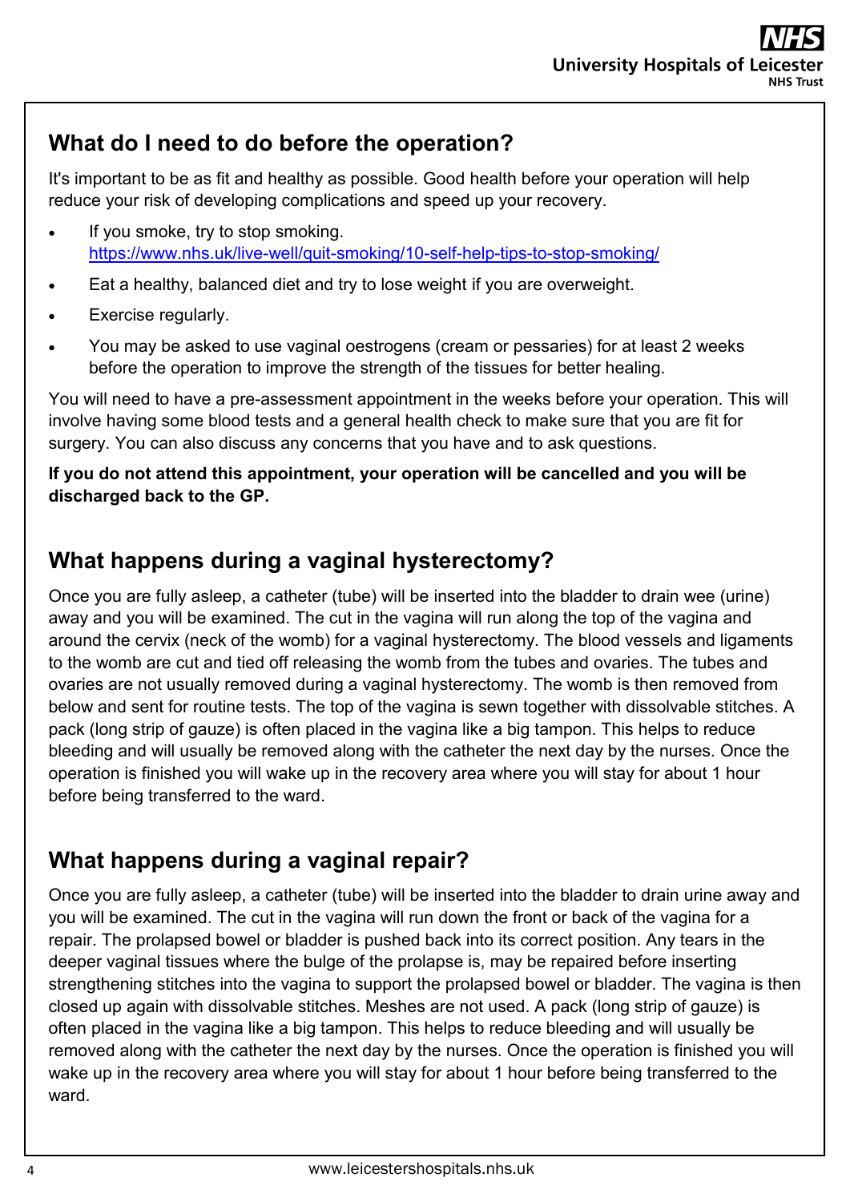## What do I need to do before the operation?

It's important to be as fit and healthy as possible. Good health before your operation will help reduce your risk of developing complications and speed up your recovery.

- If you smoke, try to stop smoking. https://www.nhs.uk/live-well/quit-smoking/10-self-help-tips-to-stop-smoking/
- Eat a healthy, balanced diet and try to lose weight if you are overweight.
- Exercise regularly.
- You may be asked to use vaginal oestrogens (cream or pessaries) for at least 2 weeks before the operation to improve the strength of the tissues for better healing.

You will need to have a pre-assessment appointment in the weeks before your operation. This will involve having some blood tests and a general health check to make sure that you are fit for surgery. You can also discuss any concerns that you have and to ask questions.

**If you do not attend this appointment, your operation will be cancelled and you will be discharged back to the GP.**

## What happens during a vaginal hysterectomy?

Once you are fully asleep, a catheter (tube) will be inserted into the bladder to drain wee (urine) away and you will be examined. The cut in the vagina will run along the top of the vagina and around the cervix (neck of the womb) for a vaginal hysterectomy. The blood vessels and ligaments to the womb are cut and tied off releasing the womb from the tubes and ovaries. The tubes and ovaries are not usually removed during a vaginal hysterectomy. The womb is then removed from below and sent for routine tests. The top of the vagina is sewn together with dissolvable stitches. A pack (long strip of gauze) is often placed in the vagina like a big tampon. This helps to reduce bleeding and will usually be removed along with the catheter the next day by the nurses. Once the operation is finished you will wake up in the recovery area where you will stay for about 1 hour before being transferred to the ward.

## What happens during a vaginal repair?

Once you are fully asleep, a catheter (tube) will be inserted into the bladder to drain urine away and you will be examined. The cut in the vagina will run down the front or back of the vagina for a repair. The prolapsed bowel or bladder is pushed back into its correct position. Any tears in the deeper vaginal tissues where the bulge of the prolapse is, may be repaired before inserting strengthening stitches into the vagina to support the prolapsed bowel or bladder. The vagina is then closed up again with dissolvable stitches. Meshes are not used. A pack (long strip of gauze) is often placed in the vagina like a big tampon. This helps to reduce bleeding and will usually be removed along with the catheter the next day by the nurses. Once the operation is finished you will wake up in the recovery area where you will stay for about 1 hour before being transferred to the ward.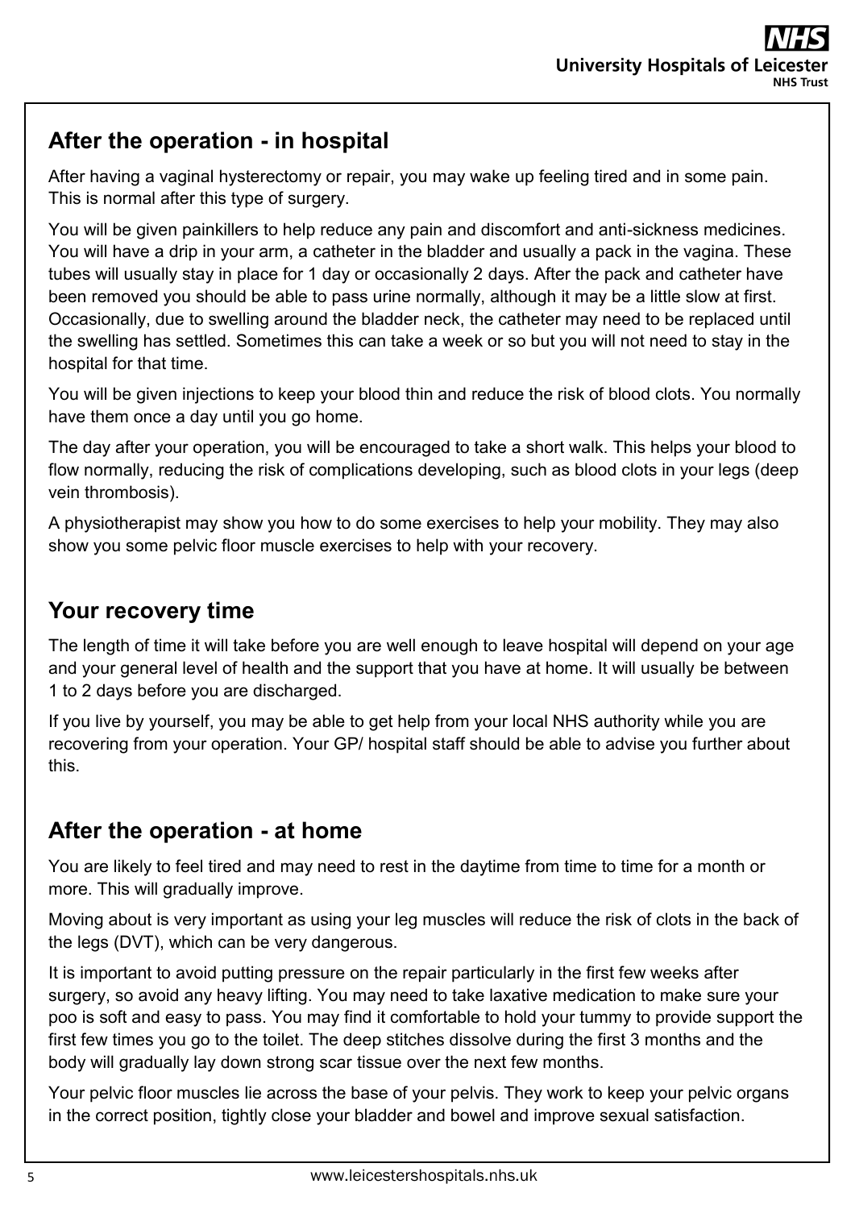## After the operation - in hospital

After having a vaginal hysterectomy or repair, you may wake up feeling tired and in some pain. This is normal after this type of surgery.

You will be given painkillers to help reduce any pain and discomfort and anti-sickness medicines. You will have a drip in your arm, a catheter in the bladder and usually a pack in the vagina. These tubes will usually stay in place for 1 day or occasionally 2 days. After the pack and catheter have been removed you should be able to pass urine normally, although it may be a little slow at first. Occasionally, due to swelling around the bladder neck, the catheter may need to be replaced until the swelling has settled. Sometimes this can take a week or so but you will not need to stay in the hospital for that time.

You will be given injections to keep your blood thin and reduce the risk of blood clots. You normally have them once a day until you go home.

The day after your operation, you will be encouraged to take a short walk. This helps your blood to flow normally, reducing the risk of complications developing, such as blood clots in your legs (deep vein thrombosis).

A physiotherapist may show you how to do some exercises to help your mobility. They may also show you some pelvic floor muscle exercises to help with your recovery.

## Your recovery time

The length of time it will take before you are well enough to leave hospital will depend on your age and your general level of health and the support that you have at home. It will usually be between 1 to 2 days before you are discharged.

If you live by yourself, you may be able to get help from your local NHS authority while you are recovering from your operation. Your GP/ hospital staff should be able to advise you further about this.

## After the operation - at home

You are likely to feel tired and may need to rest in the daytime from time to time for a month or more. This will gradually improve.

Moving about is very important as using your leg muscles will reduce the risk of clots in the back of the legs (DVT), which can be very dangerous.

It is important to avoid putting pressure on the repair particularly in the first few weeks after surgery, so avoid any heavy lifting. You may need to take laxative medication to make sure your poo is soft and easy to pass. You may find it comfortable to hold your tummy to provide support the first few times you go to the toilet. The deep stitches dissolve during the first 3 months and the body will gradually lay down strong scar tissue over the next few months.

Your pelvic floor muscles lie across the base of your pelvis. They work to keep your pelvic organs in the correct position, tightly close your bladder and bowel and improve sexual satisfaction.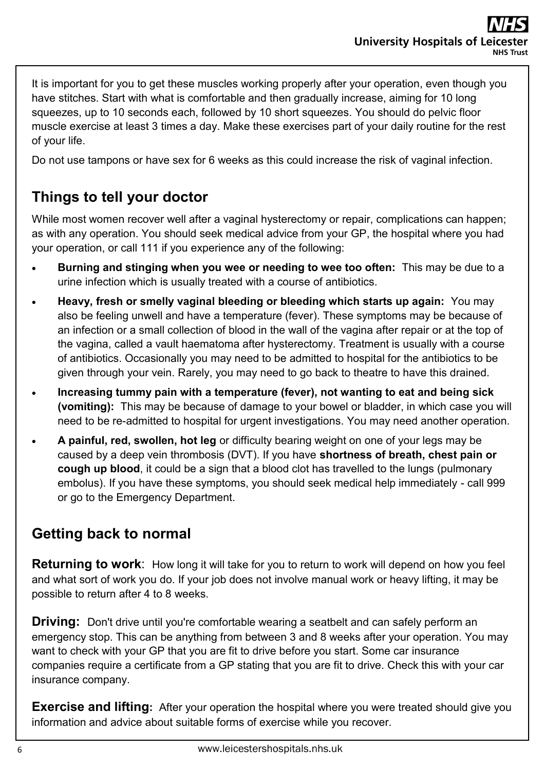It is important for you to get these muscles working properly after your operation, even though you have stitches. Start with what is comfortable and then gradually increase, aiming for 10 long squeezes, up to 10 seconds each, followed by 10 short squeezes. You should do pelvic floor muscle exercise at least 3 times a day. Make these exercises part of your daily routine for the rest of your life.

Do not use tampons or have sex for 6 weeks as this could increase the risk of vaginal infection.

## Things to tell your doctor

While most women recover well after a vaginal hysterectomy or repair, complications can happen; as with any operation. You should seek medical advice from your GP, the hospital where you had your operation, or call 111 if you experience any of the following:

- **Burning and stinging when you wee or needing to wee too often:** This may be due to a urine infection which is usually treated with a course of antibiotics.
- **Heavy, fresh or smelly vaginal bleeding or bleeding which starts up again:** You may also be feeling unwell and have a temperature (fever). These symptoms may be because of an infection or a small collection of blood in the wall of the vagina after repair or at the top of the vagina, called a vault haematoma after hysterectomy. Treatment is usually with a course of antibiotics. Occasionally you may need to be admitted to hospital for the antibiotics to be given through your vein. Rarely, you may need to go back to theatre to have this drained.
- **Increasing tummy pain with a temperature (fever), not wanting to eat and being sick (vomiting):** This may be because of damage to your bowel or bladder, in which case you will need to be re-admitted to hospital for urgent investigations. You may need another operation.
- **A painful, red, swollen, hot leg** or difficulty bearing weight on one of your legs may be caused by a deep vein thrombosis (DVT). If you have **shortness of breath, chest pain or cough up blood**, it could be a sign that a blood clot has travelled to the lungs (pulmonary embolus). If you have these symptoms, you should seek medical help immediately - call 999 or go to the Emergency Department.

## Getting back to normal

**Returning to work**: How long it will take for you to return to work will depend on how you feel and what sort of work you do. If your job does not involve manual work or heavy lifting, it may be possible to return after 4 to 8 weeks.

**Driving:** Don't drive until you're comfortable wearing a seatbelt and can safely perform an emergency stop. This can be anything from between 3 and 8 weeks after your operation. You may want to check with your GP that you are fit to drive before you start. Some car insurance companies require a certificate from a GP stating that you are fit to drive. Check this with your car insurance company.

**Exercise and lifting:** After your operation the hospital where you were treated should give you information and advice about suitable forms of exercise while you recover.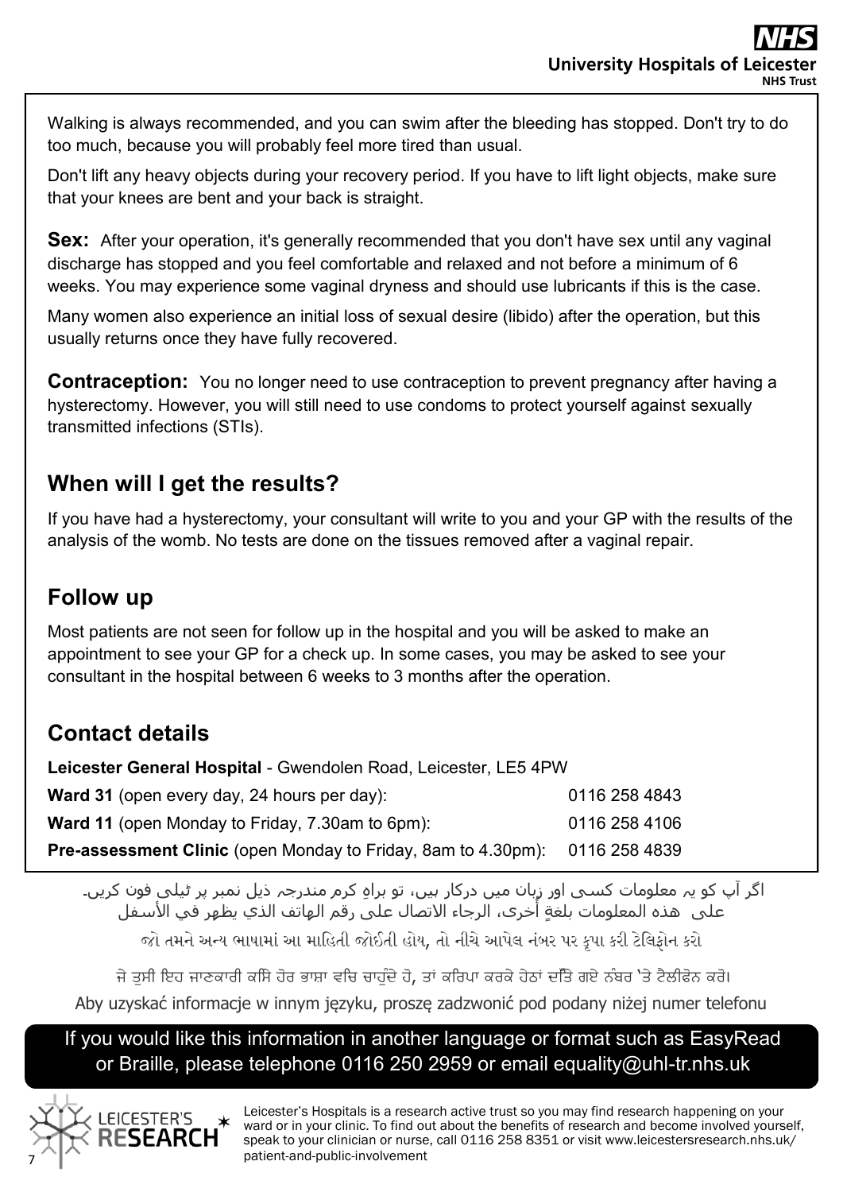Walking is always recommended, and you can swim after the bleeding has stopped. Don't try to do too much, because you will probably feel more tired than usual.

Don't lift any heavy objects during your recovery period. If you have to lift light objects, make sure that your knees are bent and your back is straight.

**Sex:** After your operation, it's generally recommended that you don't have sex until any vaginal discharge has stopped and you feel comfortable and relaxed and not before a minimum of 6 weeks. You may experience some vaginal dryness and should use lubricants if this is the case.

Many women also experience an initial loss of sexual desire (libido) after the operation, but this usually returns once they have fully recovered.

**Contraception:** You no longer need to use contraception to prevent pregnancy after having a hysterectomy. However, you will still need to use condoms to protect yourself against sexually transmitted infections (STIs).

## When will I get the results?

If you have had a hysterectomy, your consultant will write to you and your GP with the results of the analysis of the womb. No tests are done on the tissues removed after a vaginal repair.

## Follow up

Most patients are not seen for follow up in the hospital and you will be asked to make an appointment to see your GP for a check up. In some cases, you may be asked to see your consultant in the hospital between 6 weeks to 3 months after the operation.

## Contact details

**Leicester General Hospital** - Gwendolen Road, Leicester, LE5 4PW

| | |
|---|---|
| **Ward 31** (open every day, 24 hours per day): | 0116 258 4843 |
| **Ward 11** (open Monday to Friday, 7.30am to 6pm): | 0116 258 4106 |
| **Pre-assessment Clinic** (open Monday to Friday, 8am to 4.30pm): | 0116 258 4839 |

اگر آپ کو یہ معلومات کسی اور زبان میں درکار ہیں، تو براہِ کرم مندرجہ ذیل نمبر پر ٹیلی فون کریں۔

على هذه المعلومات بلغةٍ أخرى، الرجاء الاتصال على رقم الهاتف الذي يظهر في الأسفل

જો તમને અન્ય ભાષામાં આ માહિતી જોઈતી હોય, તો નીચે આપેલ નંબર પર કૃપા કરી ટેલિફોન કરો

ਜੇ ਤੁਸੀ ਇਹ ਜਾਣਕਾਰੀ ਕਿਸੇ ਹੋਰ ਭਾਸ਼ਾ ਵਿਚ ਚਾਹੁੰਦੇ ਹੋ, ਤਾਂ ਕਿਰਪਾ ਕਰਕੇ ਹੇਠਾਂ ਦਿੱਤੇ ਗਏ ਨੰਬਰ 'ਤੇ ਟੈਲੀਫੋਨ ਕਰੋ।

Aby uzyskać informacje w innym języku, proszę zadzwonić pod podany niżej numer telefonu

If you would like this information in another language or format such as EasyRead or Braille, please telephone 0116 250 2959 or email equality@uhl-tr.nhs.uk

LEICESTER'S RESEARCH

Leicester's Hospitals is a research active trust so you may find research happening on your ward or in your clinic. To find out about the benefits of research and become involved yourself, speak to your clinician or nurse, call 0116 258 8351 or visit www.leicestersresearch.nhs.uk/patient-and-public-involvement